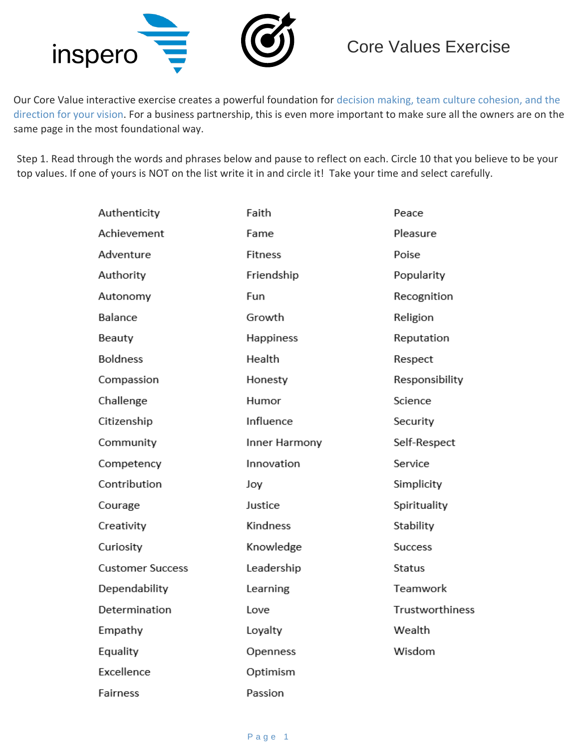inspero

# Core Values Exercise

Our Core Value interactive exercise creates a powerful foundation for decision making, team culture cohesion, and the direction for your vision. For a business partnership, this is even more important to make sure all the owners are on the same page in the most foundational way.

Step 1. Read through the words and phrases below and pause to reflect on each. Circle 10 that you believe to be your top values. If one of yours is NOT on the list write it in and circle it! Take your time and select carefully.

| | | |
|---|---|---|
| Authenticity | Faith | Peace |
| Achievement | Fame | Pleasure |
| Adventure | Fitness | Poise |
| Authority | Friendship | Popularity |
| Autonomy | Fun | Recognition |
| Balance | Growth | Religion |
| Beauty | Happiness | Reputation |
| Boldness | Health | Respect |
| Compassion | Honesty | Responsibility |
| Challenge | Humor | Science |
| Citizenship | Influence | Security |
| Community | Inner Harmony | Self-Respect |
| Competency | Innovation | Service |
| Contribution | Joy | Simplicity |
| Courage | Justice | Spirituality |
| Creativity | Kindness | Stability |
| Curiosity | Knowledge | Success |
| Customer Success | Leadership | Status |
| Dependability | Learning | Teamwork |
| Determination | Love | Trustworthiness |
| Empathy | Loyalty | Wealth |
| Equality | Openness | Wisdom |
| Excellence | Optimism | |
| Fairness | Passion | |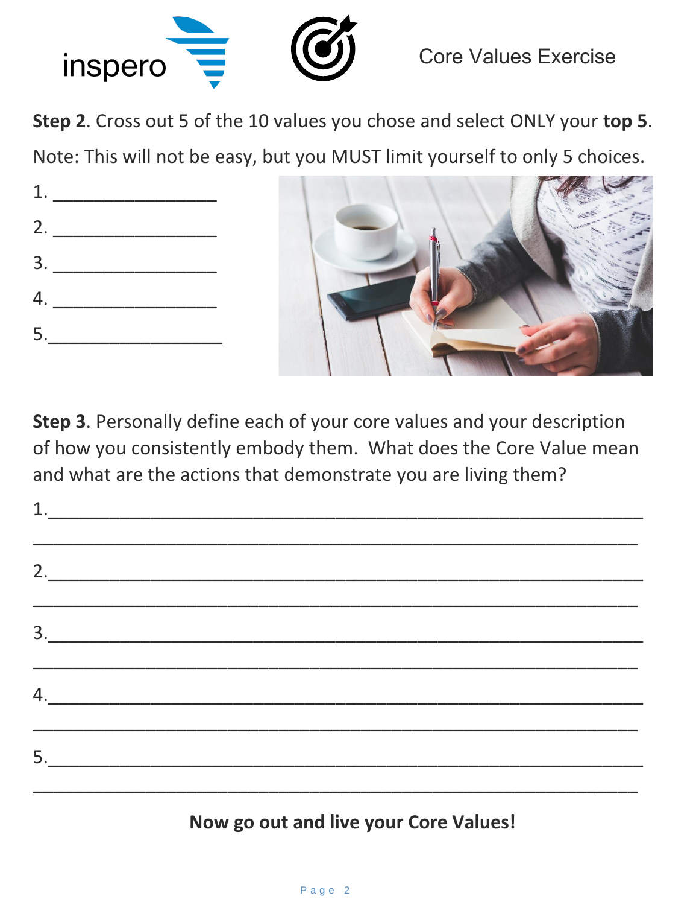Core Values Exercise

**Step 2**. Cross out 5 of the 10 values you chose and select ONLY your **top 5**.

Note: This will not be easy, but you MUST limit yourself to only 5 choices.

1. ________________
2. ________________
3. ________________
4. ________________
5. ________________

**Step 3**. Personally define each of your core values and your description of how you consistently embody them. What does the Core Value mean and what are the actions that demonstrate you are living them?

1. ____________________________________________________________
____________________________________________________________

2. ____________________________________________________________
____________________________________________________________

3. ____________________________________________________________
____________________________________________________________

4. ____________________________________________________________
____________________________________________________________

5. ____________________________________________________________
____________________________________________________________

**Now go out and live your Core Values!**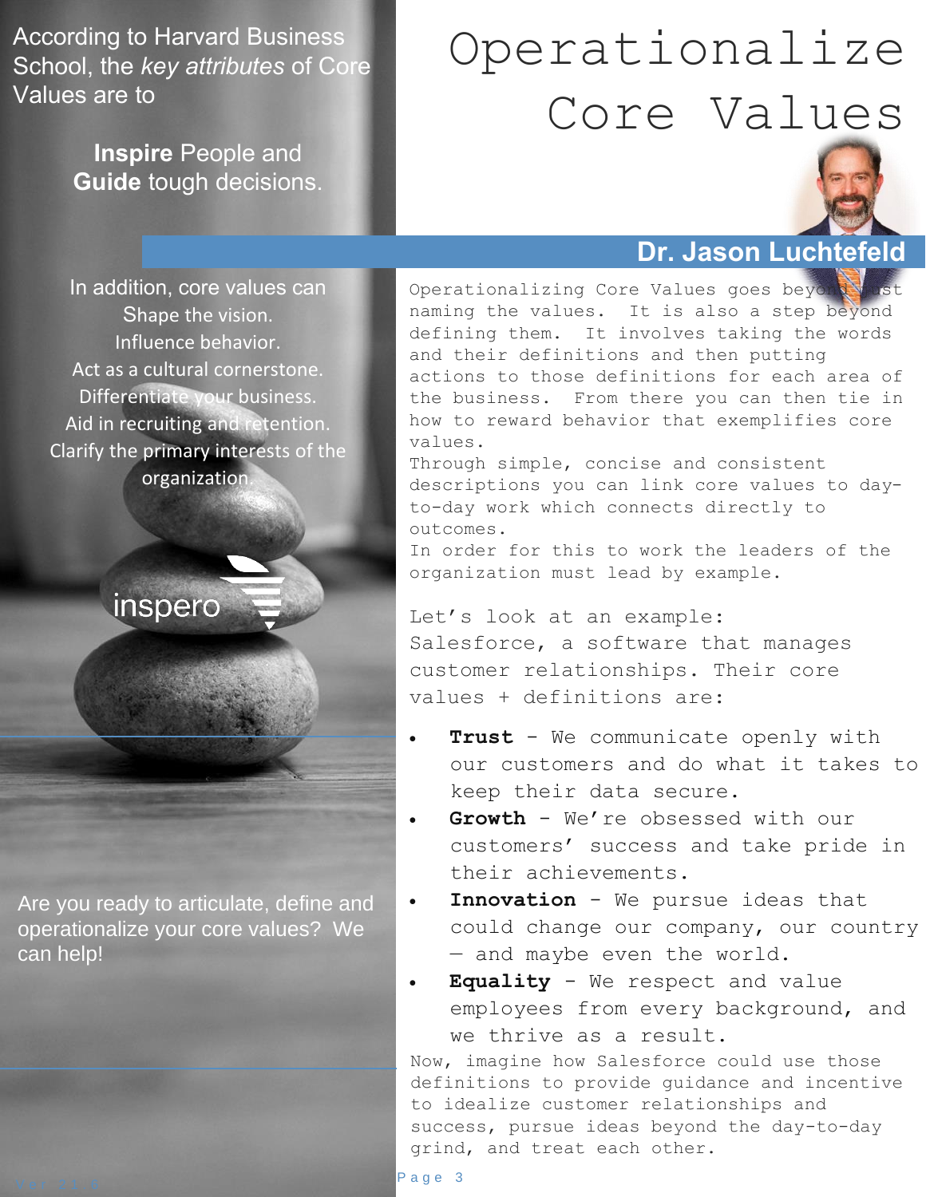# Operationalize Core Values

According to Harvard Business School, the *key attributes* of Core Values are to

**Inspire** People and **Guide** tough decisions.

In addition, core values can
Shape the vision.
Influence behavior.
Act as a cultural cornerstone.
Differentiate your business.
Aid in recruiting and retention.
Clarify the primary interests of the organization.

inspero

Are you ready to articulate, define and operationalize your core values? We can help!

## Dr. Jason Luchtefeld

Operationalizing Core Values goes beyond just naming the values. It is also a step beyond defining them. It involves taking the words and their definitions and then putting actions to those definitions for each area of the business. From there you can then tie in how to reward behavior that exemplifies core values.

Through simple, concise and consistent descriptions you can link core values to day-to-day work which connects directly to outcomes.

In order for this to work the leaders of the organization must lead by example.

Let's look at an example:
Salesforce, a software that manages customer relationships. Their core values + definitions are:

- **Trust** - We communicate openly with our customers and do what it takes to keep their data secure.
- **Growth** - We're obsessed with our customers' success and take pride in their achievements.
- **Innovation** - We pursue ideas that could change our company, our country — and maybe even the world.
- **Equality** - We respect and value employees from every background, and we thrive as a result.

Now, imagine how Salesforce could use those definitions to provide guidance and incentive to idealize customer relationships and success, pursue ideas beyond the day-to-day grind, and treat each other.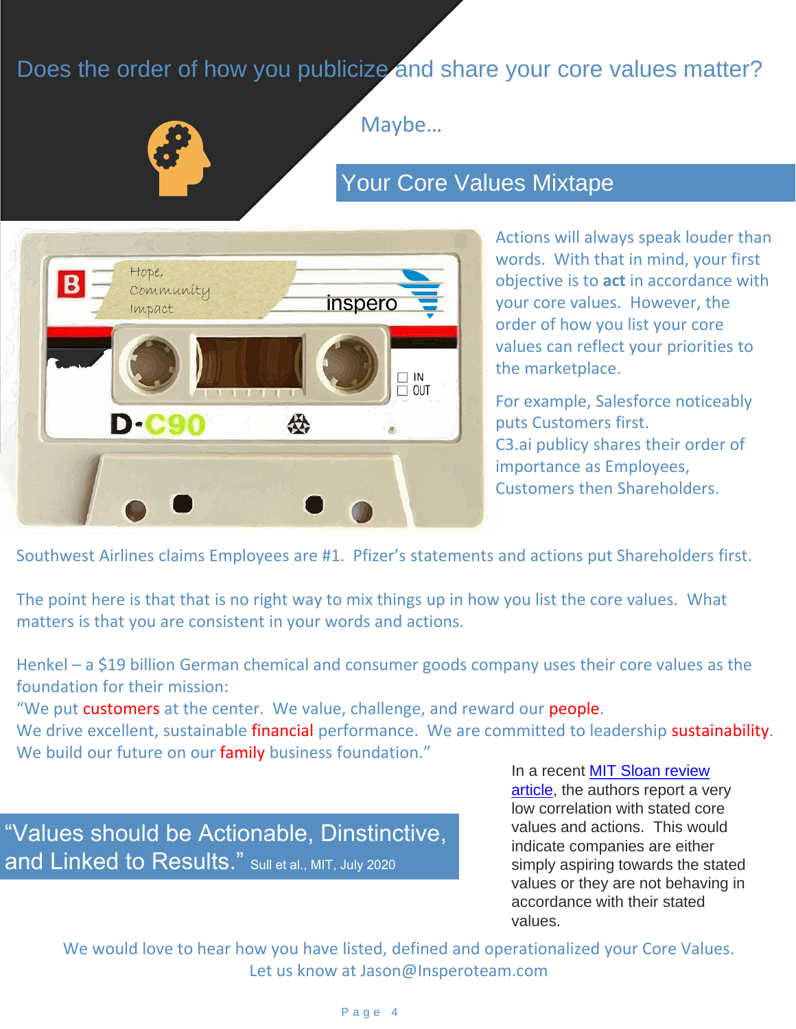# Does the order of how you publicize and share your core values matter?

Maybe…

## Your Core Values Mixtape

Actions will always speak louder than words. With that in mind, your first objective is to **act** in accordance with your core values. However, the order of how you list your core values can reflect your priorities to the marketplace.

For example, Salesforce noticeably puts Customers first. C3.ai publicy shares their order of importance as Employees, Customers then Shareholders.

Southwest Airlines claims Employees are #1. Pfizer's statements and actions put Shareholders first.

The point here is that that is no right way to mix things up in how you list the core values. What matters is that you are consistent in your words and actions.

Henkel – a $19 billion German chemical and consumer goods company uses their core values as the foundation for their mission:
"We put customers at the center. We value, challenge, and reward our people.
We drive excellent, sustainable financial performance. We are committed to leadership sustainability.
We build our future on our family business foundation."

> "Values should be Actionable, Dinstinctive, and Linked to Results." Sull et al., MIT, July 2020

In a recent [MIT Sloan review article](), the authors report a very low correlation with stated core values and actions. This would indicate companies are either simply aspiring towards the stated values or they are not behaving in accordance with their stated values.

We would love to hear how you have listed, defined and operationalized your Core Values.
Let us know at Jason@Insperoteam.com